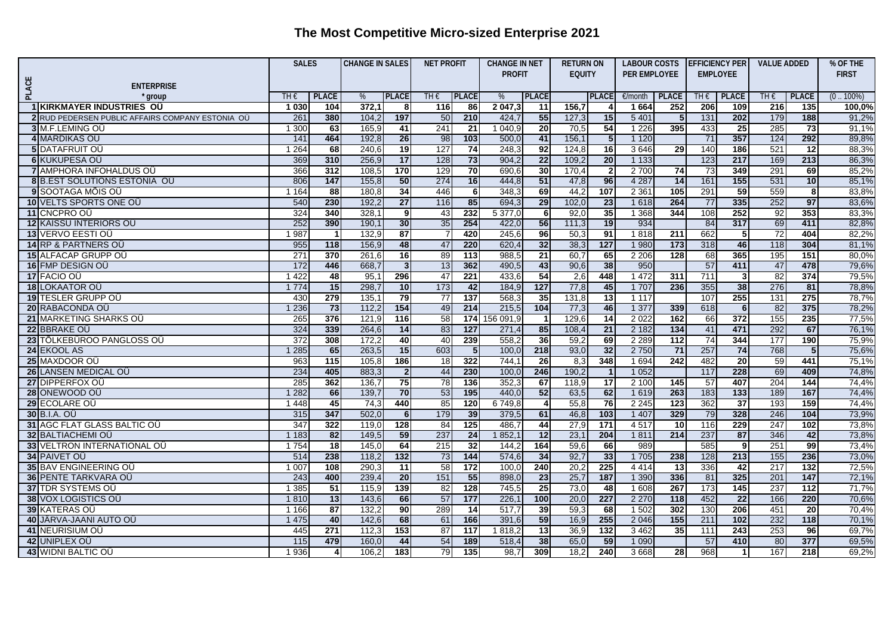# The Most Competitive Micro-sized Enterprise 2021

| PLACE | ENTERPRISE * group | SALES | | CHANGE IN SALES | | NET PROFIT | | CHANGE IN NET PROFIT | | RETURN ON EQUITY | | LABOUR COSTS PER EMPLOYEE | | EFFICIENCY PER EMPLOYEE | | VALUE ADDED | | % OF THE FIRST |
|---|---|---|---|---|---|---|---|---|---|---|---|---|---|---|---|---|---|---|
| | | TH € | PLACE | % | PLACE | TH € | PLACE | % | PLACE | | PLACE | €/month | PLACE | TH € | PLACE | TH € | PLACE | (0 .. 100%) |
| **1** | **KIRKMAYER INDUSTRIES OÜ** | **1 030** | **104** | **372,1** | **8** | **116** | **86** | **2 047,3** | **11** | **156,7** | **4** | **1 664** | **252** | **206** | **109** | **216** | **135** | **100,0%** |
| 2 | RUD PEDERSEN PUBLIC AFFAIRS COMPANY ESTONIA OÜ | 261 | 380 | 104,2 | 197 | 50 | 210 | 424,7 | 55 | 127,3 | 15 | 5 401 | 5 | 131 | 202 | 179 | 188 | 91,2% |
| 3 | M.F.LEMING OÜ | 1 300 | 63 | 165,9 | 41 | 241 | 21 | 1 040,9 | 20 | 70,5 | 54 | 1 226 | 395 | 433 | 25 | 285 | 73 | 91,1% |
| 4 | MARDIKAS OÜ | 141 | 464 | 192,8 | 26 | 98 | 103 | 500,0 | 41 | 156,1 | 5 | 1 120 | | 71 | 357 | 124 | 292 | 89,8% |
| 5 | DATAFRUIT OÜ | 1 264 | 68 | 240,6 | 19 | 127 | 74 | 248,3 | 92 | 124,8 | 16 | 3 646 | 29 | 140 | 186 | 521 | 12 | 88,3% |
| 6 | KUKUPESA OÜ | 369 | 310 | 256,9 | 17 | 128 | 73 | 904,2 | 22 | 109,2 | 20 | 1 133 | | 123 | 217 | 169 | 213 | 86,3% |
| 7 | AMPHORA INFOHALDUS OÜ | 366 | 312 | 108,5 | 170 | 129 | 70 | 690,6 | 30 | 170,4 | 2 | 2 700 | 74 | 73 | 349 | 291 | 69 | 85,2% |
| 8 | B.EST SOLUTIONS ESTONIA OÜ | 806 | 147 | 155,8 | 50 | 274 | 16 | 444,8 | 51 | 47,8 | 96 | 4 287 | 14 | 161 | 155 | 531 | 10 | 85,1% |
| 9 | SOOTAGA MÕIS OÜ | 1 164 | 88 | 180,8 | 34 | 446 | 6 | 348,3 | 69 | 44,2 | 107 | 2 361 | 105 | 291 | 59 | 559 | 8 | 83,8% |
| 10 | VELTS SPORTS ONE OÜ | 540 | 230 | 192,2 | 27 | 116 | 85 | 694,3 | 29 | 102,0 | 23 | 1 618 | 264 | 77 | 335 | 252 | 97 | 83,6% |
| 11 | CNCPRO OÜ | 324 | 340 | 328,1 | 9 | 43 | 232 | 5 377,0 | 6 | 92,0 | 35 | 1 368 | 344 | 108 | 252 | 92 | 353 | 83,3% |
| 12 | KAISSU INTERIORS OÜ | 252 | 390 | 190,1 | 30 | 35 | 254 | 422,0 | 56 | 111,3 | 19 | 934 | | 84 | 317 | 69 | 411 | 82,8% |
| 13 | VERVO EESTI OÜ | 1 987 | 1 | 132,9 | 87 | 7 | 420 | 245,6 | 96 | 50,3 | 91 | 1 818 | 211 | 662 | 5 | 72 | 404 | 82,2% |
| 14 | RP & PARTNERS OÜ | 955 | 118 | 156,9 | 48 | 47 | 220 | 620,4 | 32 | 38,3 | 127 | 1 980 | 173 | 318 | 46 | 118 | 304 | 81,1% |
| 15 | ALFACAP GRUPP OÜ | 271 | 370 | 261,6 | 16 | 89 | 113 | 988,5 | 21 | 60,7 | 65 | 2 206 | 128 | 68 | 365 | 195 | 151 | 80,0% |
| 16 | FMP DESIGN OÜ | 172 | 446 | 668,7 | 3 | 13 | 362 | 490,5 | 43 | 90,6 | 38 | 950 | | 57 | 411 | 47 | 478 | 79,6% |
| 17 | FACIO OÜ | 1 422 | 48 | 95,1 | 296 | 47 | 221 | 433,6 | 54 | 2,6 | 448 | 1 472 | 311 | 711 | 3 | 82 | 374 | 79,5% |
| 18 | LOKAATOR OÜ | 1 774 | 15 | 298,7 | 10 | 173 | 42 | 184,9 | 127 | 77,8 | 45 | 1 707 | 236 | 355 | 38 | 276 | 81 | 78,8% |
| 19 | TESLER GRUPP OÜ | 430 | 279 | 135,1 | 79 | 77 | 137 | 568,3 | 35 | 131,8 | 13 | 1 117 | | 107 | 255 | 131 | 275 | 78,7% |
| 20 | RABACONDA OÜ | 1 236 | 73 | 112,2 | 154 | 49 | 214 | 215,5 | 104 | 77,3 | 46 | 1 377 | 339 | 618 | 6 | 82 | 375 | 78,2% |
| 21 | MARKETING SHARKS OÜ | 265 | 376 | 121,9 | 116 | 58 | 174 | 156 091,9 | 1 | 129,6 | 14 | 2 022 | 162 | 66 | 372 | 155 | 235 | 77,5% |
| 22 | BBRAKE OÜ | 324 | 339 | 264,6 | 14 | 83 | 127 | 271,4 | 85 | 108,4 | 21 | 2 182 | 134 | 41 | 471 | 292 | 67 | 76,1% |
| 23 | TÕLKEBÜROO PANGLOSS OÜ | 372 | 308 | 172,2 | 40 | 40 | 239 | 558,2 | 36 | 59,2 | 69 | 2 289 | 112 | 74 | 344 | 177 | 190 | 75,9% |
| 24 | EKOOL AS | 1 285 | 65 | 263,5 | 15 | 603 | 5 | 100,0 | 218 | 93,0 | 32 | 2 750 | 71 | 257 | 74 | 768 | 5 | 75,6% |
| 25 | MAXDOOR OÜ | 963 | 115 | 105,8 | 186 | 18 | 322 | 744,1 | 26 | 8,3 | 348 | 1 694 | 242 | 482 | 20 | 59 | 441 | 75,1% |
| 26 | LANSEN MEDICAL OÜ | 234 | 405 | 883,3 | 2 | 44 | 230 | 100,0 | 246 | 190,2 | 1 | 1 052 | | 117 | 228 | 69 | 409 | 74,8% |
| 27 | DIPPERFOX OÜ | 285 | 362 | 136,7 | 75 | 78 | 136 | 352,3 | 67 | 118,9 | 17 | 2 100 | 145 | 57 | 407 | 204 | 144 | 74,4% |
| 28 | ONEWOOD OÜ | 1 282 | 66 | 139,7 | 70 | 53 | 195 | 440,0 | 52 | 63,5 | 62 | 1 619 | 263 | 183 | 133 | 189 | 167 | 74,4% |
| 29 | ECOLARE OÜ | 1 448 | 45 | 74,3 | 440 | 85 | 120 | 6 749,8 | 4 | 55,8 | 76 | 2 245 | 123 | 362 | 37 | 193 | 159 | 74,4% |
| 30 | B.I.A. OÜ | 315 | 347 | 502,0 | 6 | 179 | 39 | 379,5 | 61 | 46,8 | 103 | 1 407 | 329 | 79 | 328 | 246 | 104 | 73,9% |
| 31 | AGC FLAT GLASS BALTIC OÜ | 347 | 322 | 119,0 | 128 | 84 | 125 | 486,7 | 44 | 27,9 | 171 | 4 517 | 10 | 116 | 229 | 247 | 102 | 73,8% |
| 32 | BALTIACHEMI OÜ | 1 183 | 82 | 149,5 | 59 | 237 | 24 | 1 852,1 | 12 | 23,1 | 204 | 1 811 | 214 | 237 | 87 | 346 | 42 | 73,8% |
| 33 | VELTRON INTERNATIONAL OÜ | 1 754 | 18 | 145,0 | 64 | 215 | 32 | 144,2 | 164 | 59,6 | 66 | 989 | | 585 | 9 | 251 | 99 | 73,4% |
| 34 | PAIVET OÜ | 514 | 238 | 118,2 | 132 | 73 | 144 | 574,6 | 34 | 92,7 | 33 | 1 705 | 238 | 128 | 213 | 155 | 236 | 73,0% |
| 35 | BAV ENGINEERING OÜ | 1 007 | 108 | 290,3 | 11 | 58 | 172 | 100,0 | 240 | 20,2 | 225 | 4 414 | 13 | 336 | 42 | 217 | 132 | 72,5% |
| 36 | PENTE TARKVARA OÜ | 243 | 400 | 239,4 | 20 | 151 | 55 | 898,0 | 23 | 25,7 | 187 | 1 390 | 336 | 81 | 325 | 201 | 147 | 72,1% |
| 37 | TDR SYSTEMS OÜ | 1 385 | 51 | 115,9 | 139 | 82 | 128 | 745,5 | 25 | 73,0 | 48 | 1 608 | 267 | 173 | 145 | 237 | 112 | 71,7% |
| 38 | VOX LOGISTICS OÜ | 1 810 | 13 | 143,6 | 66 | 57 | 177 | 226,1 | 100 | 20,0 | 227 | 2 270 | 118 | 452 | 22 | 166 | 220 | 70,6% |
| 39 | KATERAS OÜ | 1 166 | 87 | 132,2 | 90 | 289 | 14 | 517,7 | 39 | 59,3 | 68 | 1 502 | 302 | 130 | 206 | 451 | 20 | 70,4% |
| 40 | JÄRVA-JAANI AUTO OÜ | 1 475 | 40 | 142,6 | 68 | 61 | 166 | 391,6 | 59 | 16,9 | 255 | 2 046 | 155 | 211 | 102 | 232 | 118 | 70,1% |
| 41 | NEURISIUM OÜ | 445 | 271 | 112,3 | 153 | 87 | 117 | 1 818,2 | 13 | 36,9 | 132 | 3 462 | 35 | 111 | 243 | 253 | 96 | 69,7% |
| 42 | UNIPLEX OÜ | 115 | 479 | 160,0 | 44 | 54 | 189 | 518,4 | 38 | 65,0 | 59 | 1 090 | | 57 | 410 | 80 | 377 | 69,5% |
| 43 | WIDNI BALTIC OÜ | 1 936 | 4 | 106,2 | 183 | 79 | 135 | 98,7 | 309 | 18,2 | 240 | 3 668 | 28 | 968 | 1 | 167 | 218 | 69,2% |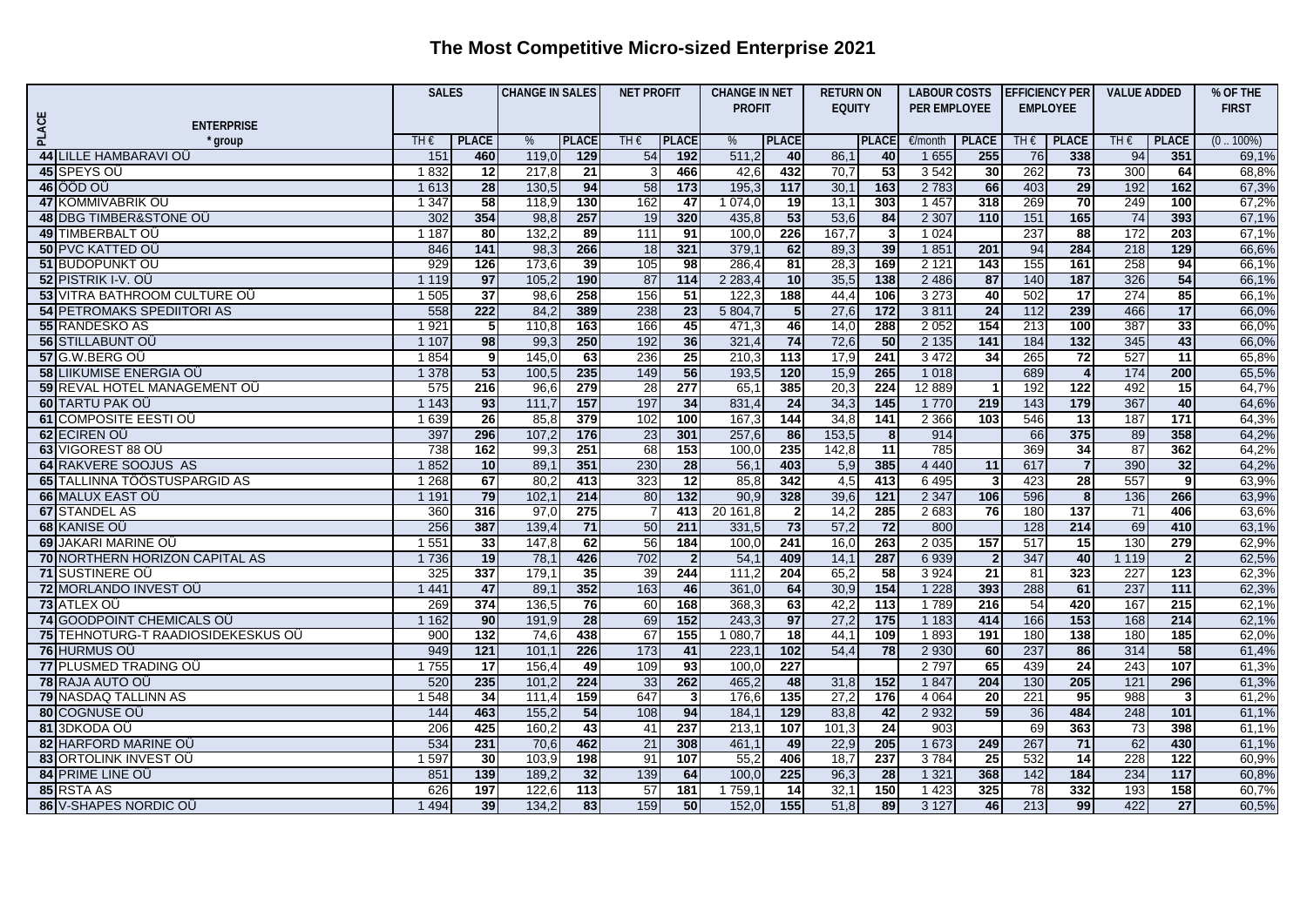# The Most Competitive Micro-sized Enterprise 2021

| PLACE | ENTERPRISE * group | SALES | | CHANGE IN SALES | | NET PROFIT | | CHANGE IN NET PROFIT | | RETURN ON EQUITY | | LABOUR COSTS PER EMPLOYEE | | EFFICIENCY PER EMPLOYEE | | VALUE ADDED | | % OF THE FIRST |
|---|---|---|---|---|---|---|---|---|---|---|---|---|---|---|---|---|---|---|
| | | TH € | PLACE | % | PLACE | TH € | PLACE | % | PLACE | | PLACE | €/month | PLACE | TH € | PLACE | TH € | PLACE | (0 .. 100%) |
| 44 | LILLE HAMBARAVI OÜ | 151 | 460 | 119,0 | 129 | 54 | 192 | 511,2 | 40 | 86,1 | 40 | 1 655 | 255 | 76 | 338 | 94 | 351 | 69,1% |
| 45 | SPEYS OÜ | 1 832 | 12 | 217,8 | 21 | 3 | 466 | 42,6 | 432 | 70,7 | 53 | 3 542 | 30 | 262 | 73 | 300 | 64 | 68,8% |
| 46 | ÕÕD OÜ | 1 613 | 28 | 130,5 | 94 | 58 | 173 | 195,3 | 117 | 30,1 | 163 | 2 783 | 66 | 403 | 29 | 192 | 162 | 67,3% |
| 47 | KOMMIVABRIK OÜ | 1 347 | 58 | 118,9 | 130 | 162 | 47 | 1 074,0 | 19 | 13,1 | 303 | 1 457 | 318 | 269 | 70 | 249 | 100 | 67,2% |
| 48 | DBG TIMBER&STONE OÜ | 302 | 354 | 98,8 | 257 | 19 | 320 | 435,8 | 53 | 53,6 | 84 | 2 307 | 110 | 151 | 165 | 74 | 393 | 67,1% |
| 49 | TIMBERBALT OÜ | 1 187 | 80 | 132,2 | 89 | 111 | 91 | 100,0 | 226 | 167,7 | 3 | 1 024 | | 237 | 88 | 172 | 203 | 67,1% |
| 50 | PVC KATTED OÜ | 846 | 141 | 98,3 | 266 | 18 | 321 | 379,1 | 62 | 89,3 | 39 | 1 851 | 201 | 94 | 284 | 218 | 129 | 66,6% |
| 51 | BUDOPUNKT OÜ | 929 | 126 | 173,6 | 39 | 105 | 98 | 286,4 | 81 | 28,3 | 169 | 2 121 | 143 | 155 | 161 | 258 | 94 | 66,1% |
| 52 | PISTRIK I-V. OÜ | 1 119 | 97 | 105,2 | 190 | 87 | 114 | 2 283,4 | 10 | 35,5 | 138 | 2 486 | 87 | 140 | 187 | 326 | 54 | 66,1% |
| 53 | VITRA BATHROOM CULTURE OÜ | 1 505 | 37 | 98,6 | 258 | 156 | 51 | 122,3 | 188 | 44,4 | 106 | 3 273 | 40 | 502 | 17 | 274 | 85 | 66,1% |
| 54 | PETROMAKS SPEDIITORI AS | 558 | 222 | 84,2 | 389 | 238 | 23 | 5 804,7 | 5 | 27,6 | 172 | 3 811 | 24 | 112 | 239 | 466 | 17 | 66,0% |
| 55 | RANDESKO AS | 1 921 | 5 | 110,8 | 163 | 166 | 45 | 471,3 | 46 | 14,0 | 288 | 2 052 | 154 | 213 | 100 | 387 | 33 | 66,0% |
| 56 | STILLABUNT OÜ | 1 107 | 98 | 99,3 | 250 | 192 | 36 | 321,4 | 74 | 72,6 | 50 | 2 135 | 141 | 184 | 132 | 345 | 43 | 66,0% |
| 57 | G.W.BERG OÜ | 1 854 | 9 | 145,0 | 63 | 236 | 25 | 210,3 | 113 | 17,9 | 241 | 3 472 | 34 | 265 | 72 | 527 | 11 | 65,8% |
| 58 | LIIKUMISE ENERGIA OÜ | 1 378 | 53 | 100,5 | 235 | 149 | 56 | 193,5 | 120 | 15,9 | 265 | 1 018 | | 689 | 4 | 174 | 200 | 65,5% |
| 59 | REVAL HOTEL MANAGEMENT OÜ | 575 | 216 | 96,6 | 279 | 28 | 277 | 65,1 | 385 | 20,3 | 224 | 12 889 | 1 | 192 | 122 | 492 | 15 | 64,7% |
| 60 | TARTU PAK OÜ | 1 143 | 93 | 111,7 | 157 | 197 | 34 | 831,4 | 24 | 34,3 | 145 | 1 770 | 219 | 143 | 179 | 367 | 40 | 64,6% |
| 61 | COMPOSITE EESTI OÜ | 1 639 | 26 | 85,8 | 379 | 102 | 100 | 167,3 | 144 | 34,8 | 141 | 2 366 | 103 | 546 | 13 | 187 | 171 | 64,3% |
| 62 | ECIREN OÜ | 397 | 296 | 107,2 | 176 | 23 | 301 | 257,6 | 86 | 153,5 | 8 | 914 | | 66 | 375 | 89 | 358 | 64,2% |
| 63 | VIGOREST 88 OÜ | 738 | 162 | 99,3 | 251 | 68 | 153 | 100,0 | 235 | 142,8 | 11 | 785 | | 369 | 34 | 87 | 362 | 64,2% |
| 64 | RAKVERE SOOJUS AS | 1 852 | 10 | 89,1 | 351 | 230 | 28 | 56,1 | 403 | 5,9 | 385 | 4 440 | 11 | 617 | 7 | 390 | 32 | 64,2% |
| 65 | TALLINNA TÖÖSTUSPARGID AS | 1 268 | 67 | 80,2 | 413 | 323 | 12 | 85,8 | 342 | 4,5 | 413 | 6 495 | 3 | 423 | 28 | 557 | 9 | 63,9% |
| 66 | MALUX EAST OÜ | 1 191 | 79 | 102,1 | 214 | 80 | 132 | 90,9 | 328 | 39,6 | 121 | 2 347 | 106 | 596 | 8 | 136 | 266 | 63,9% |
| 67 | STANDEL AS | 360 | 316 | 97,0 | 275 | 7 | 413 | 20 161,8 | 2 | 14,2 | 285 | 2 683 | 76 | 180 | 137 | 71 | 406 | 63,6% |
| 68 | KANISE OÜ | 256 | 387 | 139,4 | 71 | 50 | 211 | 331,5 | 73 | 57,2 | 72 | 800 | | 128 | 214 | 69 | 410 | 63,1% |
| 69 | JAKARI MARINE OÜ | 1 551 | 33 | 147,8 | 62 | 56 | 184 | 100,0 | 241 | 16,0 | 263 | 2 035 | 157 | 517 | 15 | 130 | 279 | 62,9% |
| 70 | NORTHERN HORIZON CAPITAL AS | 1 736 | 19 | 78,1 | 426 | 702 | 2 | 54,1 | 409 | 14,1 | 287 | 6 939 | 2 | 347 | 40 | 1 119 | 2 | 62,5% |
| 71 | SUSTINERE OÜ | 325 | 337 | 179,1 | 35 | 39 | 244 | 111,2 | 204 | 65,2 | 58 | 3 924 | 21 | 81 | 323 | 227 | 123 | 62,3% |
| 72 | MORLANDO INVEST OÜ | 1 441 | 47 | 89,1 | 352 | 163 | 46 | 361,0 | 64 | 30,9 | 154 | 1 228 | 393 | 288 | 61 | 237 | 111 | 62,3% |
| 73 | ATLEX OÜ | 269 | 374 | 136,5 | 76 | 60 | 168 | 368,3 | 63 | 42,2 | 113 | 1 789 | 216 | 54 | 420 | 167 | 215 | 62,1% |
| 74 | GOODPOINT CHEMICALS OÜ | 1 162 | 90 | 191,9 | 28 | 69 | 152 | 243,3 | 97 | 27,2 | 175 | 1 183 | 414 | 166 | 153 | 168 | 214 | 62,1% |
| 75 | TEHNOTURG-T RAADIOSIDEKESKUS OÜ | 900 | 132 | 74,6 | 438 | 67 | 155 | 1 080,7 | 18 | 44,1 | 109 | 1 893 | 191 | 180 | 138 | 180 | 185 | 62,0% |
| 76 | HURMUS OÜ | 949 | 121 | 101,1 | 226 | 173 | 41 | 223,1 | 102 | 54,4 | 78 | 2 930 | 60 | 237 | 86 | 314 | 58 | 61,4% |
| 77 | PLUSMED TRADING OÜ | 1 755 | 17 | 156,4 | 49 | 109 | 93 | 100,0 | 227 | | | 2 797 | 65 | 439 | 24 | 243 | 107 | 61,3% |
| 78 | RAJA AUTO OÜ | 520 | 235 | 101,2 | 224 | 33 | 262 | 465,2 | 48 | 31,8 | 152 | 1 847 | 204 | 130 | 205 | 121 | 296 | 61,3% |
| 79 | NASDAQ TALLINN AS | 1 548 | 34 | 111,4 | 159 | 647 | 3 | 176,6 | 135 | 27,2 | 176 | 4 064 | 20 | 221 | 95 | 988 | 3 | 61,2% |
| 80 | COGNUSE OÜ | 144 | 463 | 155,2 | 54 | 108 | 94 | 184,1 | 129 | 83,8 | 42 | 2 932 | 59 | 36 | 484 | 248 | 101 | 61,1% |
| 81 | 3DKODA OÜ | 206 | 425 | 160,2 | 43 | 41 | 237 | 213,1 | 107 | 101,3 | 24 | 903 | | 69 | 363 | 73 | 398 | 61,1% |
| 82 | HARFORD MARINE OÜ | 534 | 231 | 70,6 | 462 | 21 | 308 | 461,1 | 49 | 22,9 | 205 | 1 673 | 249 | 267 | 71 | 62 | 430 | 61,1% |
| 83 | ORTOLINK INVEST OÜ | 1 597 | 30 | 103,9 | 198 | 91 | 107 | 55,2 | 406 | 18,7 | 237 | 3 784 | 25 | 532 | 14 | 228 | 122 | 60,9% |
| 84 | PRIME LINE OÜ | 851 | 139 | 189,2 | 32 | 139 | 64 | 100,0 | 225 | 96,3 | 28 | 1 321 | 368 | 142 | 184 | 234 | 117 | 60,8% |
| 85 | RSTA AS | 626 | 197 | 122,6 | 113 | 57 | 181 | 1 759,1 | 14 | 32,1 | 150 | 1 423 | 325 | 78 | 332 | 193 | 158 | 60,7% |
| 86 | V-SHAPES NORDIC OÜ | 1 494 | 39 | 134,2 | 83 | 159 | 50 | 152,0 | 155 | 51,8 | 89 | 3 127 | 46 | 213 | 99 | 422 | 27 | 60,5% |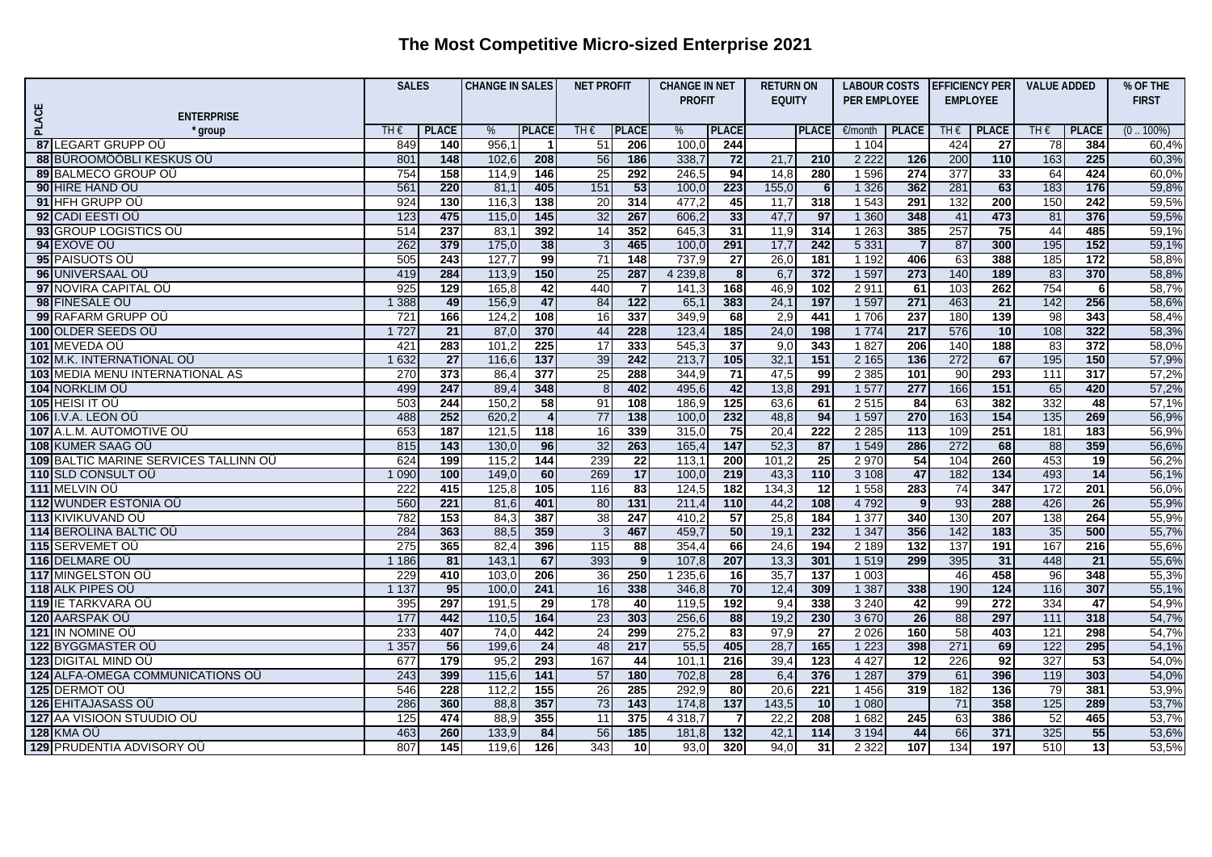# The Most Competitive Micro-sized Enterprise 2021

| PLACE | ENTERPRISE<br>* group | SALES | | CHANGE IN SALES | | NET PROFIT | | CHANGE IN NET PROFIT | | RETURN ON EQUITY | | LABOUR COSTS PER EMPLOYEE | | EFFICIENCY PER EMPLOYEE | | VALUE ADDED | | % OF THE FIRST |
|---|---|---|---|---|---|---|---|---|---|---|---|---|---|---|---|---|---|---|
| | | TH € | PLACE | % | PLACE | TH € | PLACE | % | PLACE | | PLACE | €/month | PLACE | TH € | PLACE | TH € | PLACE | (0 .. 100%) |
| 87 | LEGART GRUPP OÜ | 849 | 140 | 956,1 | 1 | 51 | 206 | 100,0 | 244 | | | 1 104 | | 424 | 27 | 78 | 384 | 60,4% |
| 88 | BÜROOMÖÖBLI KESKUS OÜ | 801 | 148 | 102,6 | 208 | 56 | 186 | 338,7 | 72 | 21,7 | 210 | 2 222 | 126 | 200 | 110 | 163 | 225 | 60,3% |
| 89 | BALMECO GROUP OÜ | 754 | 158 | 114,9 | 146 | 25 | 292 | 246,5 | 94 | 14,8 | 280 | 1 596 | 274 | 377 | 33 | 64 | 424 | 60,0% |
| 90 | HIRE HAND OÜ | 561 | 220 | 81,1 | 405 | 151 | 53 | 100,0 | 223 | 155,0 | 6 | 1 326 | 362 | 281 | 63 | 183 | 176 | 59,8% |
| 91 | HFH GRUPP OÜ | 924 | 130 | 116,3 | 138 | 20 | 314 | 477,2 | 45 | 11,7 | 318 | 1 543 | 291 | 132 | 200 | 150 | 242 | 59,5% |
| 92 | CADI EESTI OÜ | 123 | 475 | 115,0 | 145 | 32 | 267 | 606,2 | 33 | 47,7 | 97 | 1 360 | 348 | 41 | 473 | 81 | 376 | 59,5% |
| 93 | GROUP LOGISTICS OÜ | 514 | 237 | 83,1 | 392 | 14 | 352 | 645,3 | 31 | 11,9 | 314 | 1 263 | 385 | 257 | 75 | 44 | 485 | 59,1% |
| 94 | EXOVE OÜ | 262 | 379 | 175,0 | 38 | 3 | 465 | 100,0 | 291 | 17,7 | 242 | 5 331 | 7 | 87 | 300 | 195 | 152 | 59,1% |
| 95 | PAISUOTS OÜ | 505 | 243 | 127,7 | 99 | 71 | 148 | 737,9 | 27 | 26,0 | 181 | 1 192 | 406 | 63 | 388 | 185 | 172 | 58,8% |
| 96 | UNIVERSAAL OÜ | 419 | 284 | 113,9 | 150 | 25 | 287 | 4 239,8 | 8 | 6,7 | 372 | 1 597 | 273 | 140 | 189 | 83 | 370 | 58,8% |
| 97 | NOVIRA CAPITAL OÜ | 925 | 129 | 165,8 | 42 | 440 | 7 | 141,3 | 168 | 46,9 | 102 | 2 911 | 61 | 103 | 262 | 754 | 6 | 58,7% |
| 98 | FINESALE OÜ | 1 388 | 49 | 156,9 | 47 | 84 | 122 | 65,1 | 383 | 24,1 | 197 | 1 597 | 271 | 463 | 21 | 142 | 256 | 58,6% |
| 99 | RAFARM GRUPP OÜ | 721 | 166 | 124,2 | 108 | 16 | 337 | 349,9 | 68 | 2,9 | 441 | 1 706 | 237 | 180 | 139 | 98 | 343 | 58,4% |
| 100 | OLDER SEEDS OÜ | 1 727 | 21 | 87,0 | 370 | 44 | 228 | 123,4 | 185 | 24,0 | 198 | 1 774 | 217 | 576 | 10 | 108 | 322 | 58,3% |
| 101 | MEVEDA OÜ | 421 | 283 | 101,2 | 225 | 17 | 333 | 545,3 | 37 | 9,0 | 343 | 1 827 | 206 | 140 | 188 | 83 | 372 | 58,0% |
| 102 | M.K. INTERNATIONAL OÜ | 1 632 | 27 | 116,6 | 137 | 39 | 242 | 213,7 | 105 | 32,1 | 151 | 2 165 | 136 | 272 | 67 | 195 | 150 | 57,9% |
| 103 | MEDIA MENU INTERNATIONAL AS | 270 | 373 | 86,4 | 377 | 25 | 288 | 344,9 | 71 | 47,5 | 99 | 2 385 | 101 | 90 | 293 | 111 | 317 | 57,2% |
| 104 | NORKLIM OÜ | 499 | 247 | 89,4 | 348 | 8 | 402 | 495,6 | 42 | 13,8 | 291 | 1 577 | 277 | 166 | 151 | 65 | 420 | 57,2% |
| 105 | HEISI IT OÜ | 503 | 244 | 150,2 | 58 | 91 | 108 | 186,9 | 125 | 63,6 | 61 | 2 515 | 84 | 63 | 382 | 332 | 48 | 57,1% |
| 106 | I.V.A. LEON OÜ | 488 | 252 | 620,2 | 4 | 77 | 138 | 100,0 | 232 | 48,8 | 94 | 1 597 | 270 | 163 | 154 | 135 | 269 | 56,9% |
| 107 | A.L.M. AUTOMOTIVE OÜ | 653 | 187 | 121,5 | 118 | 16 | 339 | 315,0 | 75 | 20,4 | 222 | 2 285 | 113 | 109 | 251 | 181 | 183 | 56,9% |
| 108 | KUMER SAAG OÜ | 815 | 143 | 130,0 | 96 | 32 | 263 | 165,4 | 147 | 52,3 | 87 | 1 549 | 286 | 272 | 68 | 88 | 359 | 56,6% |
| 109 | BALTIC MARINE SERVICES TALLINN OÜ | 624 | 199 | 115,2 | 144 | 239 | 22 | 113,1 | 200 | 101,2 | 25 | 2 970 | 54 | 104 | 260 | 453 | 19 | 56,2% |
| 110 | SLD CONSULT OÜ | 1 090 | 100 | 149,0 | 60 | 269 | 17 | 100,0 | 219 | 43,3 | 110 | 3 108 | 47 | 182 | 134 | 493 | 14 | 56,1% |
| 111 | MELVIN OÜ | 222 | 415 | 125,8 | 105 | 116 | 83 | 124,5 | 182 | 134,3 | 12 | 1 558 | 283 | 74 | 347 | 172 | 201 | 56,0% |
| 112 | WUNDER ESTONIA OÜ | 560 | 221 | 81,6 | 401 | 80 | 131 | 211,4 | 110 | 44,2 | 108 | 4 792 | 9 | 93 | 288 | 426 | 26 | 55,9% |
| 113 | KIVIKUVAND OÜ | 782 | 153 | 84,3 | 387 | 38 | 247 | 410,2 | 57 | 25,8 | 184 | 1 377 | 340 | 130 | 207 | 138 | 264 | 55,9% |
| 114 | BEROLINA BALTIC OÜ | 284 | 363 | 88,5 | 359 | 3 | 467 | 459,7 | 50 | 19,1 | 232 | 1 347 | 356 | 142 | 183 | 35 | 500 | 55,7% |
| 115 | SERVEMET OÜ | 275 | 365 | 82,4 | 396 | 115 | 88 | 354,4 | 66 | 24,6 | 194 | 2 189 | 132 | 137 | 191 | 167 | 216 | 55,6% |
| 116 | DELMARE OÜ | 1 186 | 81 | 143,1 | 67 | 393 | 9 | 107,8 | 207 | 13,3 | 301 | 1 519 | 299 | 395 | 31 | 448 | 21 | 55,6% |
| 117 | MINGELSTON OÜ | 229 | 410 | 103,0 | 206 | 36 | 250 | 1 235,6 | 16 | 35,7 | 137 | 1 003 | | 46 | 458 | 96 | 348 | 55,3% |
| 118 | ALK PIPES OÜ | 1 137 | 95 | 100,0 | 241 | 16 | 338 | 346,8 | 70 | 12,4 | 309 | 1 387 | 338 | 190 | 124 | 116 | 307 | 55,1% |
| 119 | IE TARKVARA OÜ | 395 | 297 | 191,5 | 29 | 178 | 40 | 119,5 | 192 | 9,4 | 338 | 3 240 | 42 | 99 | 272 | 334 | 47 | 54,9% |
| 120 | AARSPAK OÜ | 177 | 442 | 110,5 | 164 | 23 | 303 | 256,6 | 88 | 19,2 | 230 | 3 670 | 26 | 88 | 297 | 111 | 318 | 54,7% |
| 121 | IN NOMINE OÜ | 233 | 407 | 74,0 | 442 | 24 | 299 | 275,2 | 83 | 97,9 | 27 | 2 026 | 160 | 58 | 403 | 121 | 298 | 54,7% |
| 122 | BYGGMASTER OÜ | 1 357 | 56 | 199,6 | 24 | 48 | 217 | 55,5 | 405 | 28,7 | 165 | 1 223 | 398 | 271 | 69 | 122 | 295 | 54,1% |
| 123 | DIGITAL MIND OÜ | 677 | 179 | 95,2 | 293 | 167 | 44 | 101,1 | 216 | 39,4 | 123 | 4 427 | 12 | 226 | 92 | 327 | 53 | 54,0% |
| 124 | ALFA-OMEGA COMMUNICATIONS OÜ | 243 | 399 | 115,6 | 141 | 57 | 180 | 702,8 | 28 | 6,4 | 376 | 1 287 | 379 | 61 | 396 | 119 | 303 | 54,0% |
| 125 | DERMOT OÜ | 546 | 228 | 112,2 | 155 | 26 | 285 | 292,9 | 80 | 20,6 | 221 | 1 456 | 319 | 182 | 136 | 79 | 381 | 53,9% |
| 126 | EHITAJASASS OÜ | 286 | 360 | 88,8 | 357 | 73 | 143 | 174,8 | 137 | 143,5 | 10 | 1 080 | | 71 | 358 | 125 | 289 | 53,7% |
| 127 | AA VISIOON STUUDIO OÜ | 125 | 474 | 88,9 | 355 | 11 | 375 | 4 318,7 | 7 | 22,2 | 208 | 1 682 | 245 | 63 | 386 | 52 | 465 | 53,7% |
| 128 | KMA OÜ | 463 | 260 | 133,9 | 84 | 56 | 185 | 181,8 | 132 | 42,1 | 114 | 3 194 | 44 | 66 | 371 | 325 | 55 | 53,6% |
| 129 | PRUDENTIA ADVISORY OÜ | 807 | 145 | 119,6 | 126 | 343 | 10 | 93,0 | 320 | 94,0 | 31 | 2 322 | 107 | 134 | 197 | 510 | 13 | 53,5% |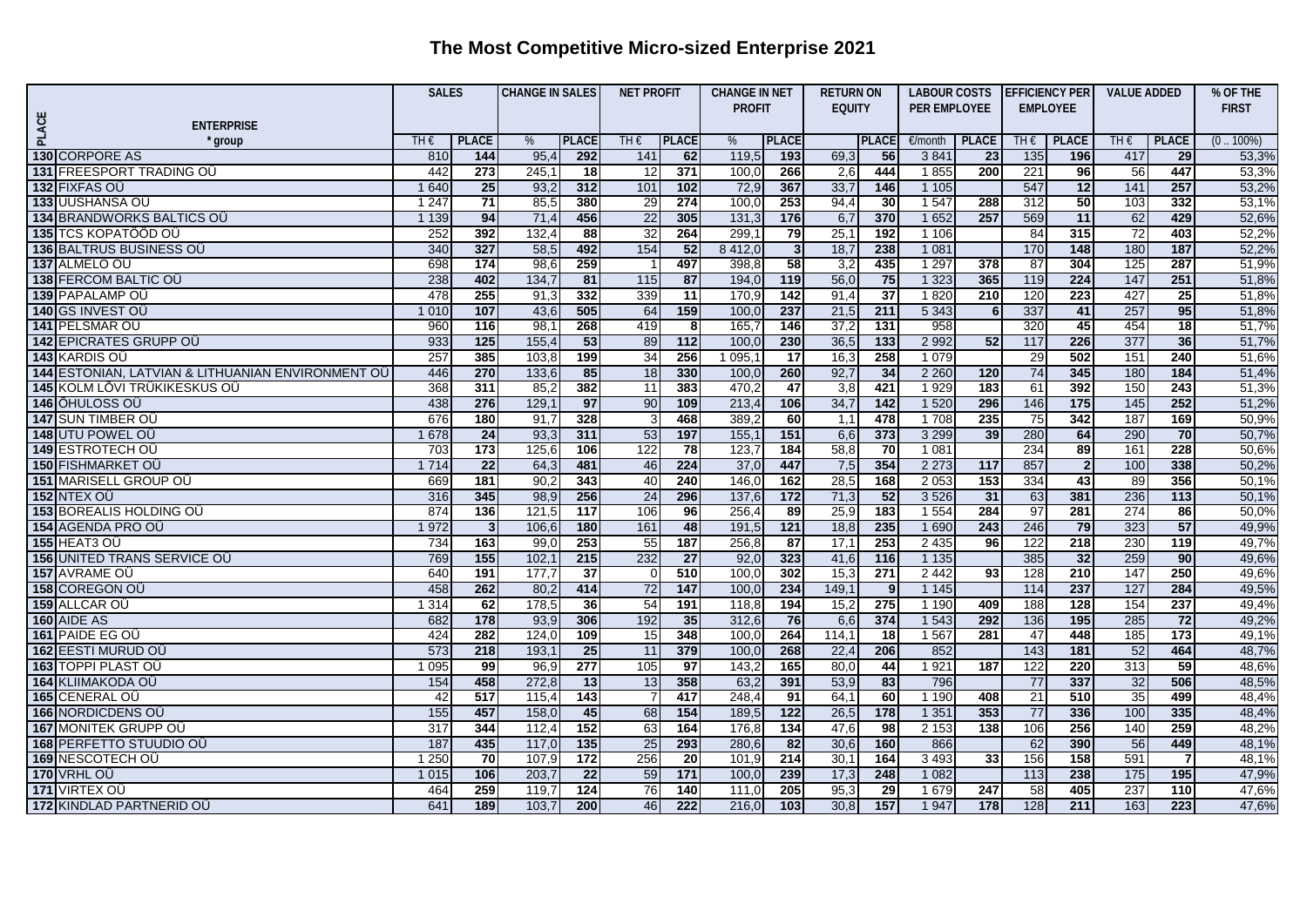# The Most Competitive Micro-sized Enterprise 2021

| PLACE | ENTERPRISE * group | SALES | | CHANGE IN SALES | | NET PROFIT | | CHANGE IN NET PROFIT | | RETURN ON EQUITY | | LABOUR COSTS PER EMPLOYEE | | EFFICIENCY PER EMPLOYEE | | VALUE ADDED | | % OF THE FIRST |
|---|---|---|---|---|---|---|---|---|---|---|---|---|---|---|---|---|---|---|
| | | TH € | PLACE | % | PLACE | TH € | PLACE | % | PLACE | | PLACE | €/month | PLACE | TH € | PLACE | TH € | PLACE | (0 .. 100%) |
| 130 | CORPORE AS | 810 | 144 | 95,4 | 292 | 141 | 62 | 119,5 | 193 | 69,3 | 56 | 3 841 | 23 | 135 | 196 | 417 | 29 | 53,3% |
| 131 | FREESPORT TRADING OÜ | 442 | 273 | 245,1 | 18 | 12 | 371 | 100,0 | 266 | 2,6 | 444 | 1 855 | 200 | 221 | 96 | 56 | 447 | 53,3% |
| 132 | FIXFAS OÜ | 1 640 | 25 | 93,2 | 312 | 101 | 102 | 72,9 | 367 | 33,7 | 146 | 1 105 | | 547 | 12 | 141 | 257 | 53,2% |
| 133 | UUSHANSA OÜ | 1 247 | 71 | 85,5 | 380 | 29 | 274 | 100,0 | 253 | 94,4 | 30 | 1 547 | 288 | 312 | 50 | 103 | 332 | 53,1% |
| 134 | BRANDWORKS BALTICS OÜ | 1 139 | 94 | 71,4 | 456 | 22 | 305 | 131,3 | 176 | 6,7 | 370 | 1 652 | 257 | 569 | 11 | 62 | 429 | 52,6% |
| 135 | TCS KOPATÖÖD OÜ | 252 | 392 | 132,4 | 88 | 32 | 264 | 299,1 | 79 | 25,1 | 192 | 1 106 | | 84 | 315 | 72 | 403 | 52,2% |
| 136 | BALTRUS BUSINESS OÜ | 340 | 327 | 58,5 | 492 | 154 | 52 | 8 412,0 | 3 | 18,7 | 238 | 1 081 | | 170 | 148 | 180 | 187 | 52,2% |
| 137 | ALMELO OÜ | 698 | 174 | 98,6 | 259 | 1 | 497 | 398,8 | 58 | 3,2 | 435 | 1 297 | 378 | 87 | 304 | 125 | 287 | 51,9% |
| 138 | FERCOM BALTIC OÜ | 238 | 402 | 134,7 | 81 | 115 | 87 | 194,0 | 119 | 56,0 | 75 | 1 323 | 365 | 119 | 224 | 147 | 251 | 51,8% |
| 139 | PAPALAMP OÜ | 478 | 255 | 91,3 | 332 | 339 | 11 | 170,9 | 142 | 91,4 | 37 | 1 820 | 210 | 120 | 223 | 427 | 25 | 51,8% |
| 140 | GS INVEST OÜ | 1 010 | 107 | 43,6 | 505 | 64 | 159 | 100,0 | 237 | 21,5 | 211 | 5 343 | 6 | 337 | 41 | 257 | 95 | 51,8% |
| 141 | PELSMAR OÜ | 960 | 116 | 98,1 | 268 | 419 | 8 | 165,7 | 146 | 37,2 | 131 | 958 | | 320 | 45 | 454 | 18 | 51,7% |
| 142 | EPICRATES GRUPP OÜ | 933 | 125 | 155,4 | 53 | 89 | 112 | 100,0 | 230 | 36,5 | 133 | 2 992 | 52 | 117 | 226 | 377 | 36 | 51,7% |
| 143 | KARDIS OÜ | 257 | 385 | 103,8 | 199 | 34 | 256 | 1 095,1 | 17 | 16,3 | 258 | 1 079 | | 29 | 502 | 151 | 240 | 51,6% |
| 144 | ESTONIAN, LATVIAN & LITHUANIAN ENVIRONMENT OÜ | 446 | 270 | 133,6 | 85 | 18 | 330 | 100,0 | 260 | 92,7 | 34 | 2 260 | 120 | 74 | 345 | 180 | 184 | 51,4% |
| 145 | KOLM LÕVI TRÜKIKESKUS OÜ | 368 | 311 | 85,2 | 382 | 11 | 383 | 470,2 | 47 | 3,8 | 421 | 1 929 | 183 | 61 | 392 | 150 | 243 | 51,3% |
| 146 | ÕHULOSS OÜ | 438 | 276 | 129,1 | 97 | 90 | 109 | 213,4 | 106 | 34,7 | 142 | 1 520 | 296 | 146 | 175 | 145 | 252 | 51,2% |
| 147 | SUN TIMBER OÜ | 676 | 180 | 91,7 | 328 | 3 | 468 | 389,2 | 60 | 1,1 | 478 | 1 708 | 235 | 75 | 342 | 187 | 169 | 50,9% |
| 148 | UTU POWEL OÜ | 1 678 | 24 | 93,3 | 311 | 53 | 197 | 155,1 | 151 | 6,6 | 373 | 3 299 | 39 | 280 | 64 | 290 | 70 | 50,7% |
| 149 | ESTROTECH OÜ | 703 | 173 | 125,6 | 106 | 122 | 78 | 123,7 | 184 | 58,8 | 70 | 1 081 | | 234 | 89 | 161 | 228 | 50,6% |
| 150 | FISHMARKET OÜ | 1 714 | 22 | 64,3 | 481 | 46 | 224 | 37,0 | 447 | 7,5 | 354 | 2 273 | 117 | 857 | 2 | 100 | 338 | 50,2% |
| 151 | MARISELL GROUP OÜ | 669 | 181 | 90,2 | 343 | 40 | 240 | 146,0 | 162 | 28,5 | 168 | 2 053 | 153 | 334 | 43 | 89 | 356 | 50,1% |
| 152 | NTEX OÜ | 316 | 345 | 98,9 | 256 | 24 | 296 | 137,6 | 172 | 71,3 | 52 | 3 526 | 31 | 63 | 381 | 236 | 113 | 50,1% |
| 153 | BOREALIS HOLDING OÜ | 874 | 136 | 121,5 | 117 | 106 | 96 | 256,4 | 89 | 25,9 | 183 | 1 554 | 284 | 97 | 281 | 274 | 86 | 50,0% |
| 154 | AGENDA PRO OÜ | 1 972 | 3 | 106,6 | 180 | 161 | 48 | 191,5 | 121 | 18,8 | 235 | 1 690 | 243 | 246 | 79 | 323 | 57 | 49,9% |
| 155 | HEAT3 OÜ | 734 | 163 | 99,0 | 253 | 55 | 187 | 256,8 | 87 | 17,1 | 253 | 2 435 | 96 | 122 | 218 | 230 | 119 | 49,7% |
| 156 | UNITED TRANS SERVICE OÜ | 769 | 155 | 102,1 | 215 | 232 | 27 | 92,0 | 323 | 41,6 | 116 | 1 135 | | 385 | 32 | 259 | 90 | 49,6% |
| 157 | AVRAME OÜ | 640 | 191 | 177,7 | 37 | 0 | 510 | 100,0 | 302 | 15,3 | 271 | 2 442 | 93 | 128 | 210 | 147 | 250 | 49,6% |
| 158 | COREGON OÜ | 458 | 262 | 80,2 | 414 | 72 | 147 | 100,0 | 234 | 149,1 | 9 | 1 145 | | 114 | 237 | 127 | 284 | 49,5% |
| 159 | ALLCAR OÜ | 1 314 | 62 | 178,5 | 36 | 54 | 191 | 118,8 | 194 | 15,2 | 275 | 1 190 | 409 | 188 | 128 | 154 | 237 | 49,4% |
| 160 | AIDE AS | 682 | 178 | 93,9 | 306 | 192 | 35 | 312,6 | 76 | 6,6 | 374 | 1 543 | 292 | 136 | 195 | 285 | 72 | 49,2% |
| 161 | PAIDE EG OÜ | 424 | 282 | 124,0 | 109 | 15 | 348 | 100,0 | 264 | 114,1 | 18 | 1 567 | 281 | 47 | 448 | 185 | 173 | 49,1% |
| 162 | EESTI MURUD OÜ | 573 | 218 | 193,1 | 25 | 11 | 379 | 100,0 | 268 | 22,4 | 206 | 852 | | 143 | 181 | 52 | 464 | 48,7% |
| 163 | TOPPI PLAST OÜ | 1 095 | 99 | 96,9 | 277 | 105 | 97 | 143,2 | 165 | 80,0 | 44 | 1 921 | 187 | 122 | 220 | 313 | 59 | 48,6% |
| 164 | KLIIMAKODA OÜ | 154 | 458 | 272,8 | 13 | 13 | 358 | 63,2 | 391 | 53,9 | 83 | 796 | | 77 | 337 | 32 | 506 | 48,5% |
| 165 | CENERAL OÜ | 42 | 517 | 115,4 | 143 | 7 | 417 | 248,4 | 91 | 64,1 | 60 | 1 190 | 408 | 21 | 510 | 35 | 499 | 48,4% |
| 166 | NORDICDENS OÜ | 155 | 457 | 158,0 | 45 | 68 | 154 | 189,5 | 122 | 26,5 | 178 | 1 351 | 353 | 77 | 336 | 100 | 335 | 48,4% |
| 167 | MONITEK GRUPP OÜ | 317 | 344 | 112,4 | 152 | 63 | 164 | 176,8 | 134 | 47,6 | 98 | 2 153 | 138 | 106 | 256 | 140 | 259 | 48,2% |
| 168 | PERFETTO STUUDIO OÜ | 187 | 435 | 117,0 | 135 | 25 | 293 | 280,6 | 82 | 30,6 | 160 | 866 | | 62 | 390 | 56 | 449 | 48,1% |
| 169 | NESCOTECH OÜ | 1 250 | 70 | 107,9 | 172 | 256 | 20 | 101,9 | 214 | 30,1 | 164 | 3 493 | 33 | 156 | 158 | 591 | 7 | 48,1% |
| 170 | VRHL OÜ | 1 015 | 106 | 203,7 | 22 | 59 | 171 | 100,0 | 239 | 17,3 | 248 | 1 082 | | 113 | 238 | 175 | 195 | 47,9% |
| 171 | VIRTEX OÜ | 464 | 259 | 119,7 | 124 | 76 | 140 | 111,0 | 205 | 95,3 | 29 | 1 679 | 247 | 58 | 405 | 237 | 110 | 47,6% |
| 172 | KINDLAD PARTNERID OÜ | 641 | 189 | 103,7 | 200 | 46 | 222 | 216,0 | 103 | 30,8 | 157 | 1 947 | 178 | 128 | 211 | 163 | 223 | 47,6% |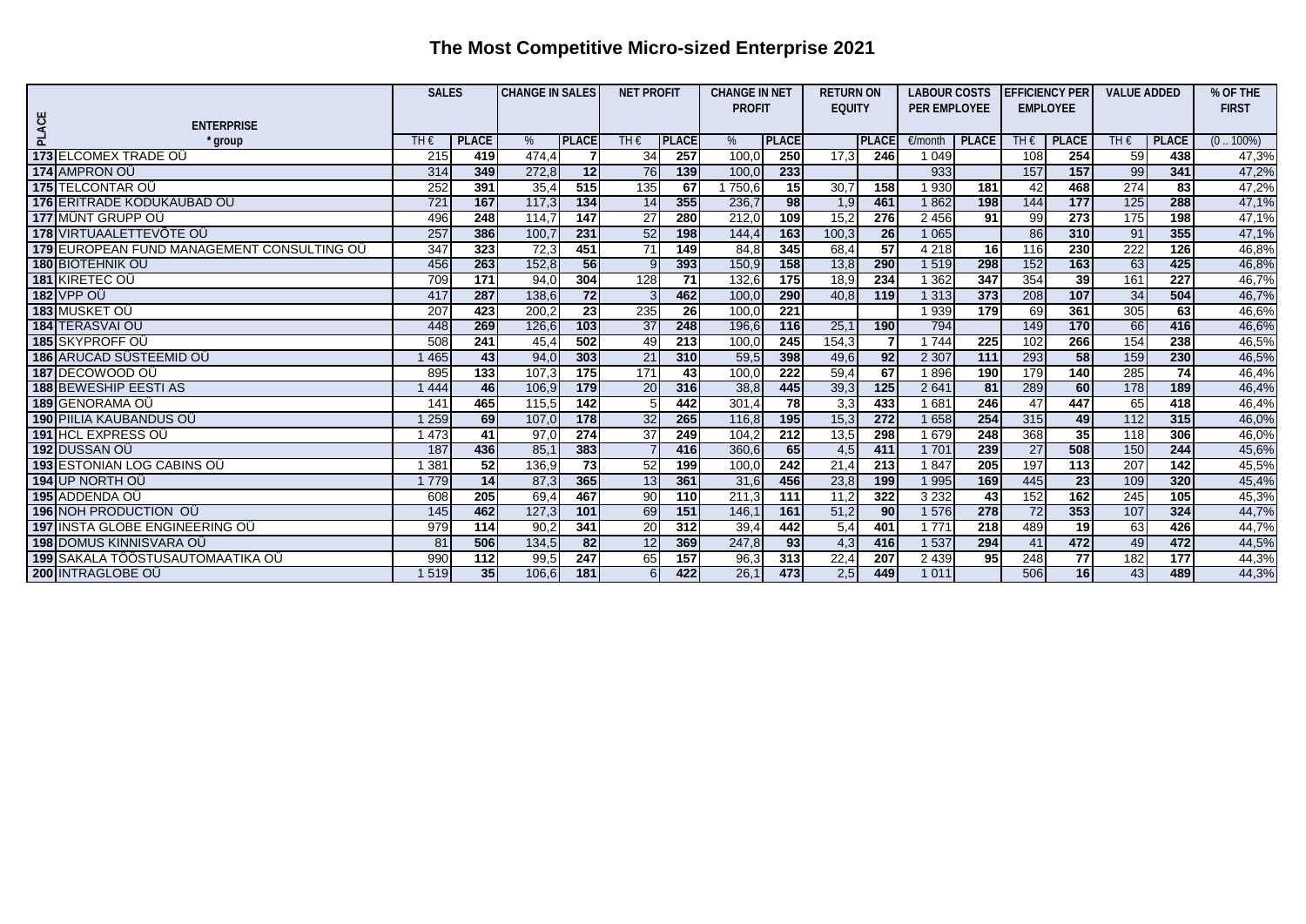# The Most Competitive Micro-sized Enterprise 2021

| PLACE | ENTERPRISE | SALES | | CHANGE IN SALES | | NET PROFIT | | CHANGE IN NET PROFIT | | RETURN ON EQUITY | | LABOUR COSTS PER EMPLOYEE | | EFFICIENCY PER EMPLOYEE | | VALUE ADDED | | % OF THE FIRST |
|---|---|---|---|---|---|---|---|---|---|---|---|---|---|---|---|---|---|---|
| | * group | TH € | PLACE | % | PLACE | TH € | PLACE | % | PLACE | | PLACE | €/month | PLACE | TH € | PLACE | TH € | PLACE | (0 .. 100%) |
| 173 | ELCOMEX TRADE OÜ | 215 | 419 | 474,4 | 7 | 34 | 257 | 100,0 | 250 | 17,3 | 246 | 1 049 | | 108 | 254 | 59 | 438 | 47,3% |
| 174 | AMPRON OÜ | 314 | 349 | 272,8 | 12 | 76 | 139 | 100,0 | 233 | | | 933 | | 157 | 157 | 99 | 341 | 47,2% |
| 175 | TELCONTAR OÜ | 252 | 391 | 35,4 | 515 | 135 | 67 | 1 750,6 | 15 | 30,7 | 158 | 1 930 | 181 | 42 | 468 | 274 | 83 | 47,2% |
| 176 | ERITRADE KODUKAUBAD OÜ | 721 | 167 | 117,3 | 134 | 14 | 355 | 236,7 | 98 | 1,9 | 461 | 1 862 | 198 | 144 | 177 | 125 | 288 | 47,1% |
| 177 | MÜNT GRUPP OÜ | 496 | 248 | 114,7 | 147 | 27 | 280 | 212,0 | 109 | 15,2 | 276 | 2 456 | 91 | 99 | 273 | 175 | 198 | 47,1% |
| 178 | VIRTUAALETTEVÕTE OÜ | 257 | 386 | 100,7 | 231 | 52 | 198 | 144,4 | 163 | 100,3 | 26 | 1 065 | | 86 | 310 | 91 | 355 | 47,1% |
| 179 | EUROPEAN FUND MANAGEMENT CONSULTING OÜ | 347 | 323 | 72,3 | 451 | 71 | 149 | 84,8 | 345 | 68,4 | 57 | 4 218 | 16 | 116 | 230 | 222 | 126 | 46,8% |
| 180 | BIOTEHNIK OÜ | 456 | 263 | 152,8 | 56 | 9 | 393 | 150,9 | 158 | 13,8 | 290 | 1 519 | 298 | 152 | 163 | 63 | 425 | 46,8% |
| 181 | KIRETEC OÜ | 709 | 171 | 94,0 | 304 | 128 | 71 | 132,6 | 175 | 18,9 | 234 | 1 362 | 347 | 354 | 39 | 161 | 227 | 46,7% |
| 182 | VPP OÜ | 417 | 287 | 138,6 | 72 | 3 | 462 | 100,0 | 290 | 40,8 | 119 | 1 313 | 373 | 208 | 107 | 34 | 504 | 46,7% |
| 183 | MUSKET OÜ | 207 | 423 | 200,2 | 23 | 235 | 26 | 100,0 | 221 | | | 1 939 | 179 | 69 | 361 | 305 | 63 | 46,6% |
| 184 | TERASVAI OÜ | 448 | 269 | 126,6 | 103 | 37 | 248 | 196,6 | 116 | 25,1 | 190 | 794 | | 149 | 170 | 66 | 416 | 46,6% |
| 185 | SKYPROFF OÜ | 508 | 241 | 45,4 | 502 | 49 | 213 | 100,0 | 245 | 154,3 | 7 | 1 744 | 225 | 102 | 266 | 154 | 238 | 46,5% |
| 186 | ARUCAD SÜSTEEMID OÜ | 1 465 | 43 | 94,0 | 303 | 21 | 310 | 59,5 | 398 | 49,6 | 92 | 2 307 | 111 | 293 | 58 | 159 | 230 | 46,5% |
| 187 | DECOWOOD OÜ | 895 | 133 | 107,3 | 175 | 171 | 43 | 100,0 | 222 | 59,4 | 67 | 1 896 | 190 | 179 | 140 | 285 | 74 | 46,4% |
| 188 | BEWESHIP EESTI AS | 1 444 | 46 | 106,9 | 179 | 20 | 316 | 38,8 | 445 | 39,3 | 125 | 2 641 | 81 | 289 | 60 | 178 | 189 | 46,4% |
| 189 | GENORAMA OÜ | 141 | 465 | 115,5 | 142 | 5 | 442 | 301,4 | 78 | 3,3 | 433 | 1 681 | 246 | 47 | 447 | 65 | 418 | 46,4% |
| 190 | PIILIA KAUBANDUS OÜ | 1 259 | 69 | 107,0 | 178 | 32 | 265 | 116,8 | 195 | 15,3 | 272 | 1 658 | 254 | 315 | 49 | 112 | 315 | 46,0% |
| 191 | HCL EXPRESS OÜ | 1 473 | 41 | 97,0 | 274 | 37 | 249 | 104,2 | 212 | 13,5 | 298 | 1 679 | 248 | 368 | 35 | 118 | 306 | 46,0% |
| 192 | DUSSAN OÜ | 187 | 436 | 85,1 | 383 | 7 | 416 | 360,6 | 65 | 4,5 | 411 | 1 701 | 239 | 27 | 508 | 150 | 244 | 45,6% |
| 193 | ESTONIAN LOG CABINS OÜ | 1 381 | 52 | 136,9 | 73 | 52 | 199 | 100,0 | 242 | 21,4 | 213 | 1 847 | 205 | 197 | 113 | 207 | 142 | 45,5% |
| 194 | UP NORTH OÜ | 1 779 | 14 | 87,3 | 365 | 13 | 361 | 31,6 | 456 | 23,8 | 199 | 1 995 | 169 | 445 | 23 | 109 | 320 | 45,4% |
| 195 | ADDENDA OÜ | 608 | 205 | 69,4 | 467 | 90 | 110 | 211,3 | 111 | 11,2 | 322 | 3 232 | 43 | 152 | 162 | 245 | 105 | 45,3% |
| 196 | NOH PRODUCTION OÜ | 145 | 462 | 127,3 | 101 | 69 | 151 | 146,1 | 161 | 51,2 | 90 | 1 576 | 278 | 72 | 353 | 107 | 324 | 44,7% |
| 197 | INSTA GLOBE ENGINEERING OÜ | 979 | 114 | 90,2 | 341 | 20 | 312 | 39,4 | 442 | 5,4 | 401 | 1 771 | 218 | 489 | 19 | 63 | 426 | 44,7% |
| 198 | DOMUS KINNISVARA OÜ | 81 | 506 | 134,5 | 82 | 12 | 369 | 247,8 | 93 | 4,3 | 416 | 1 537 | 294 | 41 | 472 | 49 | 472 | 44,5% |
| 199 | SAKALA TÖÖSTUSAUTOMAATIKA OÜ | 990 | 112 | 99,5 | 247 | 65 | 157 | 96,3 | 313 | 22,4 | 207 | 2 439 | 95 | 248 | 77 | 182 | 177 | 44,3% |
| 200 | INTRAGLOBE OÜ | 1 519 | 35 | 106,6 | 181 | 6 | 422 | 26,1 | 473 | 2,5 | 449 | 1 011 | | 506 | 16 | 43 | 489 | 44,3% |